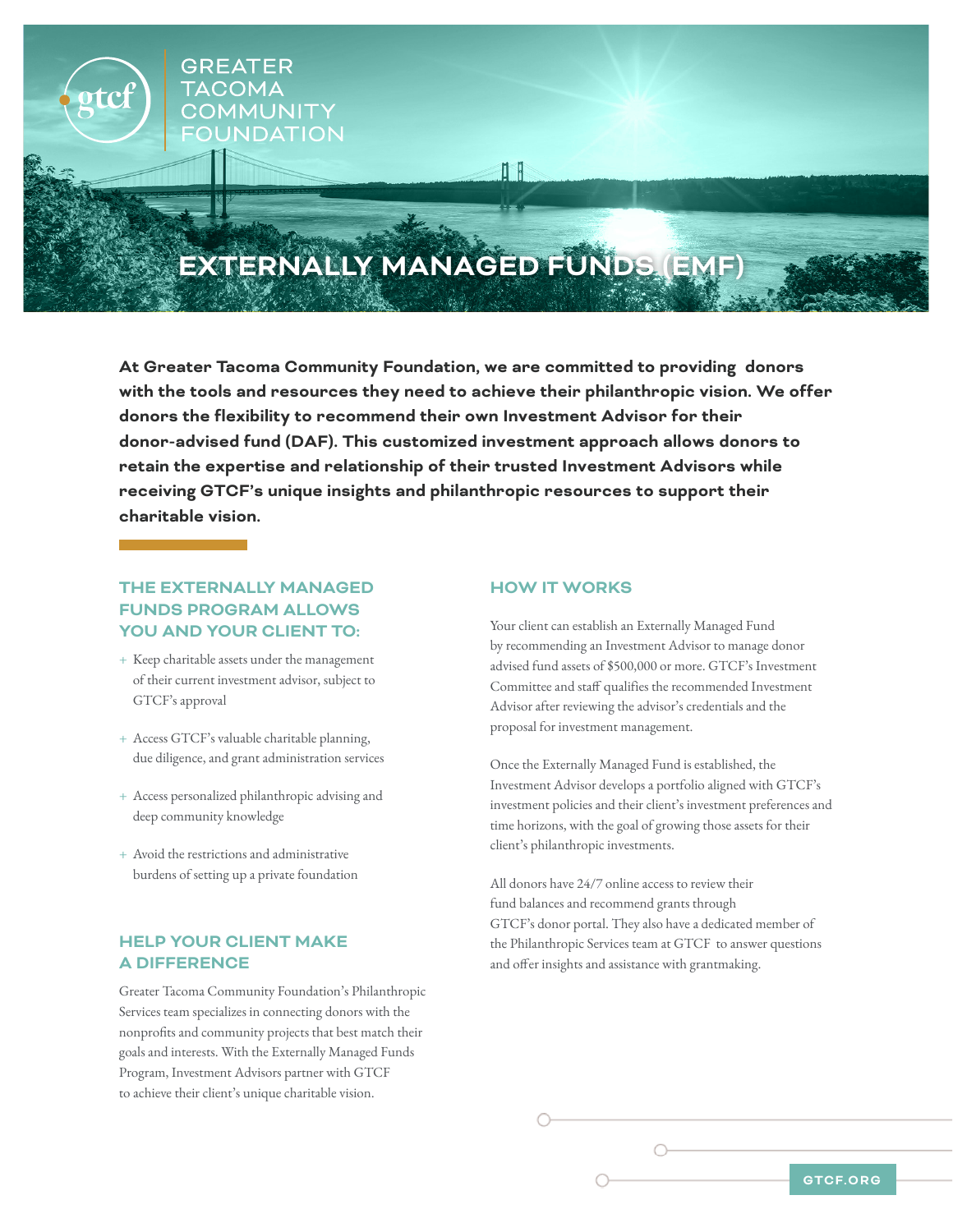GREATER TACOMA COMMUNITY FOUNDATION

# EXTERNALLY MANAGED FUNDS (EMF)

**At Greater Tacoma Community Foundation, we are committed to providing donors with the tools and resources they need to achieve their philanthropic vision. We offer donors the flexibility to recommend their own Investment Advisor for their donor-advised fund (DAF). This customized investment approach allows donors to retain the expertise and relationship of their trusted Investment Advisors while receiving GTCF's unique insights and philanthropic resources to support their charitable vision.**

## THE EXTERNALLY MANAGED FUNDS PROGRAM ALLOWS YOU AND YOUR CLIENT TO:

- Keep charitable assets under the management of their current investment advisor, subject to GTCF's approval
- Access GTCF's valuable charitable planning, due diligence, and grant administration services
- Access personalized philanthropic advising and deep community knowledge
- Avoid the restrictions and administrative burdens of setting up a private foundation

## HELP YOUR CLIENT MAKE A DIFFERENCE

Greater Tacoma Community Foundation's Philanthropic Services team specializes in connecting donors with the nonprofits and community projects that best match their goals and interests. With the Externally Managed Funds Program, Investment Advisors partner with GTCF to achieve their client's unique charitable vision.

## HOW IT WORKS

Your client can establish an Externally Managed Fund by recommending an Investment Advisor to manage donor advised fund assets of $500,000 or more. GTCF's Investment Committee and staff qualifies the recommended Investment Advisor after reviewing the advisor's credentials and the proposal for investment management.

Once the Externally Managed Fund is established, the Investment Advisor develops a portfolio aligned with GTCF's investment policies and their client's investment preferences and time horizons, with the goal of growing those assets for their client's philanthropic investments.

All donors have 24/7 online access to review their fund balances and recommend grants through GTCF's donor portal. They also have a dedicated member of the Philanthropic Services team at GTCF to answer questions and offer insights and assistance with grantmaking.

GTCF.ORG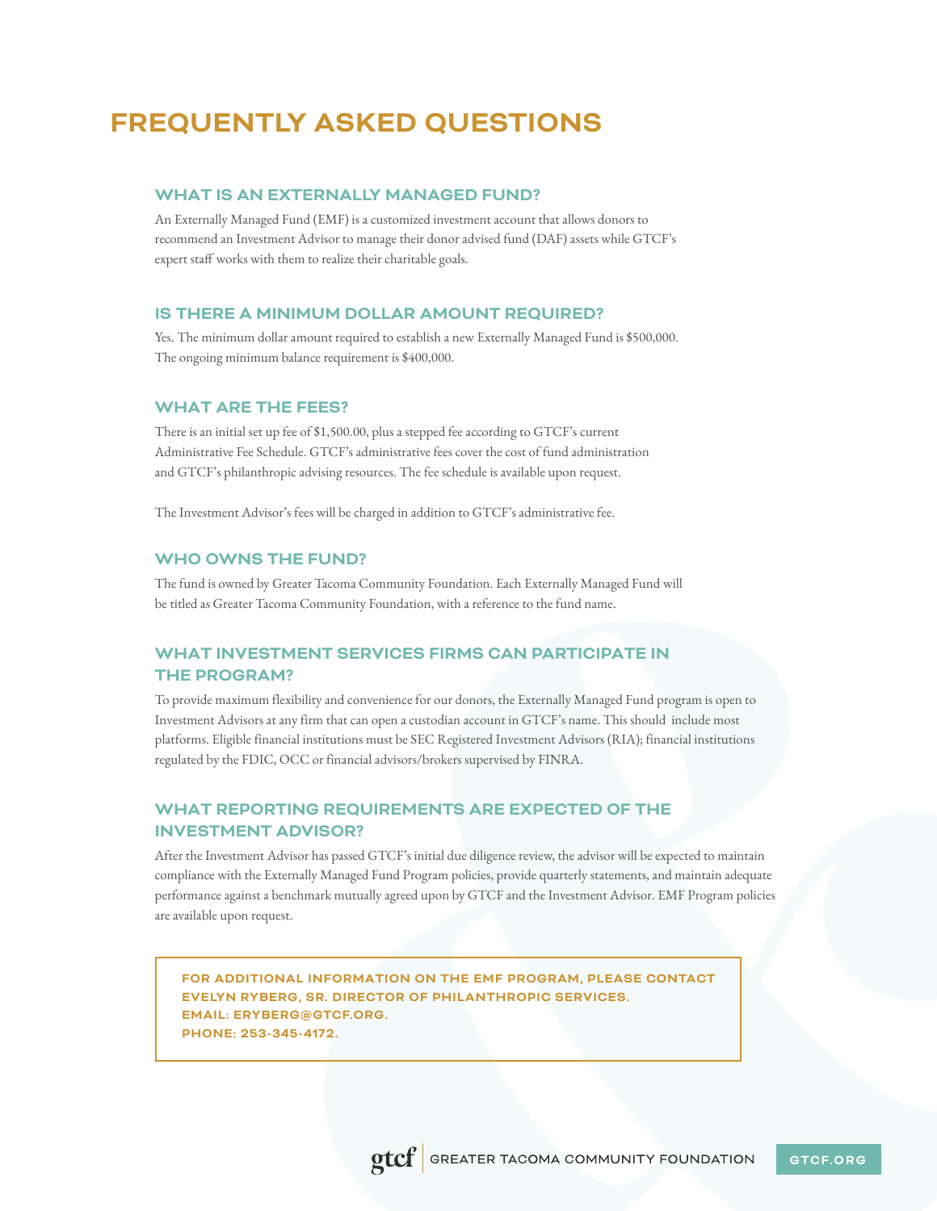# FREQUENTLY ASKED QUESTIONS

## WHAT IS AN EXTERNALLY MANAGED FUND?

An Externally Managed Fund (EMF) is a customized investment account that allows donors to recommend an Investment Advisor to manage their donor advised fund (DAF) assets while GTCF's expert staff works with them to realize their charitable goals.

## IS THERE A MINIMUM DOLLAR AMOUNT REQUIRED?

Yes. The minimum dollar amount required to establish a new Externally Managed Fund is $500,000. The ongoing minimum balance requirement is $400,000.

## WHAT ARE THE FEES?

There is an initial set up fee of $1,500.00, plus a stepped fee according to GTCF's current Administrative Fee Schedule. GTCF's administrative fees cover the cost of fund administration and GTCF's philanthropic advising resources. The fee schedule is available upon request.

The Investment Advisor's fees will be charged in addition to GTCF's administrative fee.

## WHO OWNS THE FUND?

The fund is owned by Greater Tacoma Community Foundation. Each Externally Managed Fund will be titled as Greater Tacoma Community Foundation, with a reference to the fund name.

## WHAT INVESTMENT SERVICES FIRMS CAN PARTICIPATE IN THE PROGRAM?

To provide maximum flexibility and convenience for our donors, the Externally Managed Fund program is open to Investment Advisors at any firm that can open a custodian account in GTCF's name. This should include most platforms. Eligible financial institutions must be SEC Registered Investment Advisors (RIA); financial institutions regulated by the FDIC, OCC or financial advisors/brokers supervised by FINRA.

## WHAT REPORTING REQUIREMENTS ARE EXPECTED OF THE INVESTMENT ADVISOR?

After the Investment Advisor has passed GTCF's initial due diligence review, the advisor will be expected to maintain compliance with the Externally Managed Fund Program policies, provide quarterly statements, and maintain adequate performance against a benchmark mutually agreed upon by GTCF and the Investment Advisor. EMF Program policies are available upon request.

**FOR ADDITIONAL INFORMATION ON THE EMF PROGRAM, PLEASE CONTACT EVELYN RYBERG, SR. DIRECTOR OF PHILANTHROPIC SERVICES.**
**EMAIL: ERYBERG@GTCF.ORG.**
**PHONE: 253-345-4172.**

gtcf | GREATER TACOMA COMMUNITY FOUNDATION GTCF.ORG